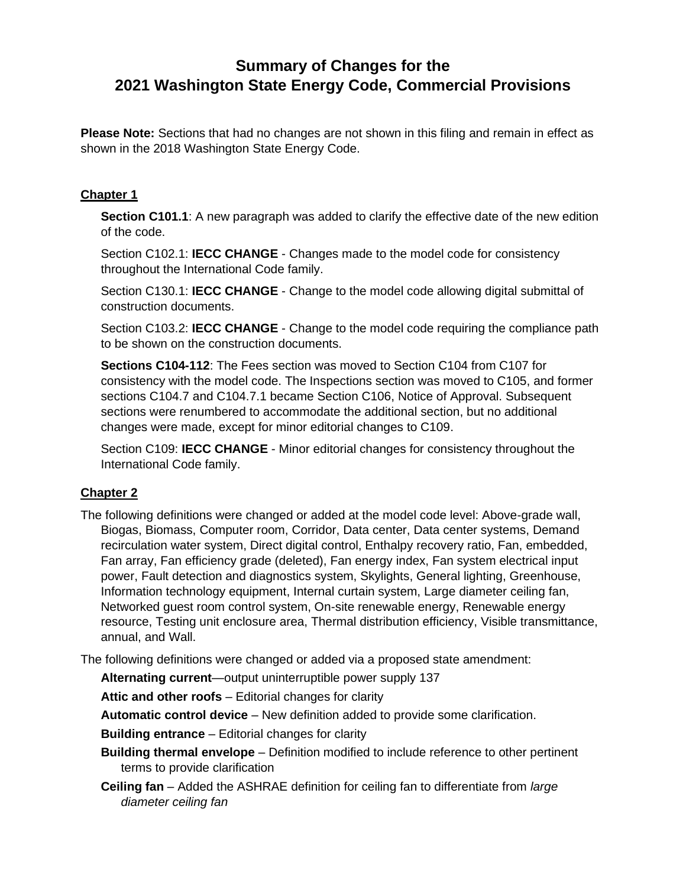# Summary of Changes for the 2021 Washington State Energy Code, Commercial Provisions

**Please Note:** Sections that had no changes are not shown in this filing and remain in effect as shown in the 2018 Washington State Energy Code.

## Chapter 1

**Section C101.1**: A new paragraph was added to clarify the effective date of the new edition of the code.

Section C102.1: **IECC CHANGE** - Changes made to the model code for consistency throughout the International Code family.

Section C130.1: **IECC CHANGE** - Change to the model code allowing digital submittal of construction documents.

Section C103.2: **IECC CHANGE** - Change to the model code requiring the compliance path to be shown on the construction documents.

**Sections C104-112**: The Fees section was moved to Section C104 from C107 for consistency with the model code. The Inspections section was moved to C105, and former sections C104.7 and C104.7.1 became Section C106, Notice of Approval. Subsequent sections were renumbered to accommodate the additional section, but no additional changes were made, except for minor editorial changes to C109.

Section C109: **IECC CHANGE** - Minor editorial changes for consistency throughout the International Code family.

## Chapter 2

The following definitions were changed or added at the model code level: Above-grade wall, Biogas, Biomass, Computer room, Corridor, Data center, Data center systems, Demand recirculation water system, Direct digital control, Enthalpy recovery ratio, Fan, embedded, Fan array, Fan efficiency grade (deleted), Fan energy index, Fan system electrical input power, Fault detection and diagnostics system, Skylights, General lighting, Greenhouse, Information technology equipment, Internal curtain system, Large diameter ceiling fan, Networked guest room control system, On-site renewable energy, Renewable energy resource, Testing unit enclosure area, Thermal distribution efficiency, Visible transmittance, annual, and Wall.

The following definitions were changed or added via a proposed state amendment:

**Alternating current**—output uninterruptible power supply 137

**Attic and other roofs** – Editorial changes for clarity

**Automatic control device** – New definition added to provide some clarification.

**Building entrance** – Editorial changes for clarity

**Building thermal envelope** – Definition modified to include reference to other pertinent terms to provide clarification

**Ceiling fan** – Added the ASHRAE definition for ceiling fan to differentiate from *large diameter ceiling fan*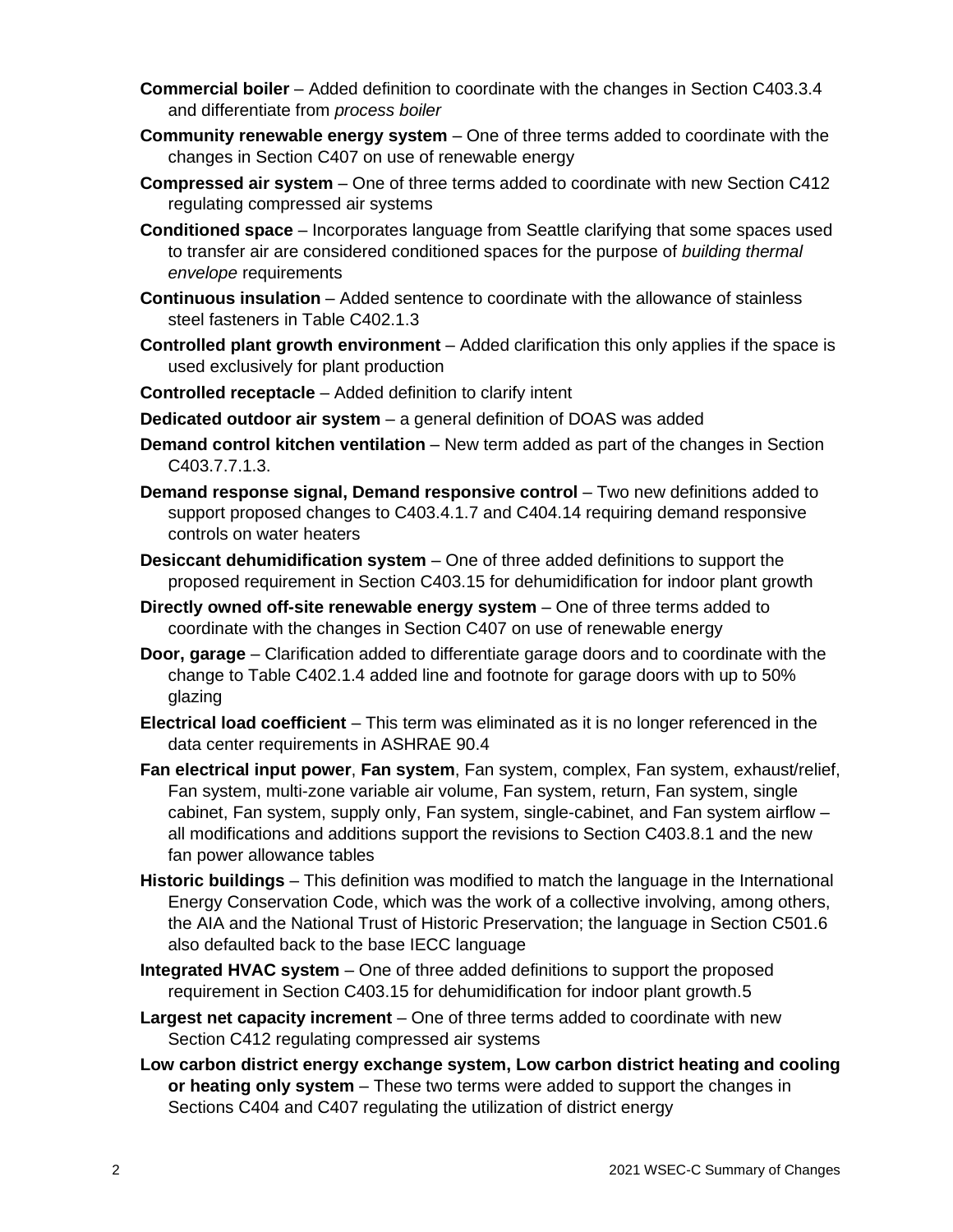**Commercial boiler** – Added definition to coordinate with the changes in Section C403.3.4 and differentiate from *process boiler*

**Community renewable energy system** – One of three terms added to coordinate with the changes in Section C407 on use of renewable energy

**Compressed air system** – One of three terms added to coordinate with new Section C412 regulating compressed air systems

**Conditioned space** – Incorporates language from Seattle clarifying that some spaces used to transfer air are considered conditioned spaces for the purpose of *building thermal envelope* requirements

**Continuous insulation** – Added sentence to coordinate with the allowance of stainless steel fasteners in Table C402.1.3

**Controlled plant growth environment** – Added clarification this only applies if the space is used exclusively for plant production

**Controlled receptacle** – Added definition to clarify intent

**Dedicated outdoor air system** – a general definition of DOAS was added

**Demand control kitchen ventilation** – New term added as part of the changes in Section C403.7.7.1.3.

**Demand response signal, Demand responsive control** – Two new definitions added to support proposed changes to C403.4.1.7 and C404.14 requiring demand responsive controls on water heaters

**Desiccant dehumidification system** – One of three added definitions to support the proposed requirement in Section C403.15 for dehumidification for indoor plant growth

**Directly owned off-site renewable energy system** – One of three terms added to coordinate with the changes in Section C407 on use of renewable energy

**Door, garage** – Clarification added to differentiate garage doors and to coordinate with the change to Table C402.1.4 added line and footnote for garage doors with up to 50% glazing

**Electrical load coefficient** – This term was eliminated as it is no longer referenced in the data center requirements in ASHRAE 90.4

**Fan electrical input power**, **Fan system**, Fan system, complex, Fan system, exhaust/relief, Fan system, multi-zone variable air volume, Fan system, return, Fan system, single cabinet, Fan system, supply only, Fan system, single-cabinet, and Fan system airflow – all modifications and additions support the revisions to Section C403.8.1 and the new fan power allowance tables

**Historic buildings** – This definition was modified to match the language in the International Energy Conservation Code, which was the work of a collective involving, among others, the AIA and the National Trust of Historic Preservation; the language in Section C501.6 also defaulted back to the base IECC language

**Integrated HVAC system** – One of three added definitions to support the proposed requirement in Section C403.15 for dehumidification for indoor plant growth.5

**Largest net capacity increment** – One of three terms added to coordinate with new Section C412 regulating compressed air systems

**Low carbon district energy exchange system, Low carbon district heating and cooling or heating only system** – These two terms were added to support the changes in Sections C404 and C407 regulating the utilization of district energy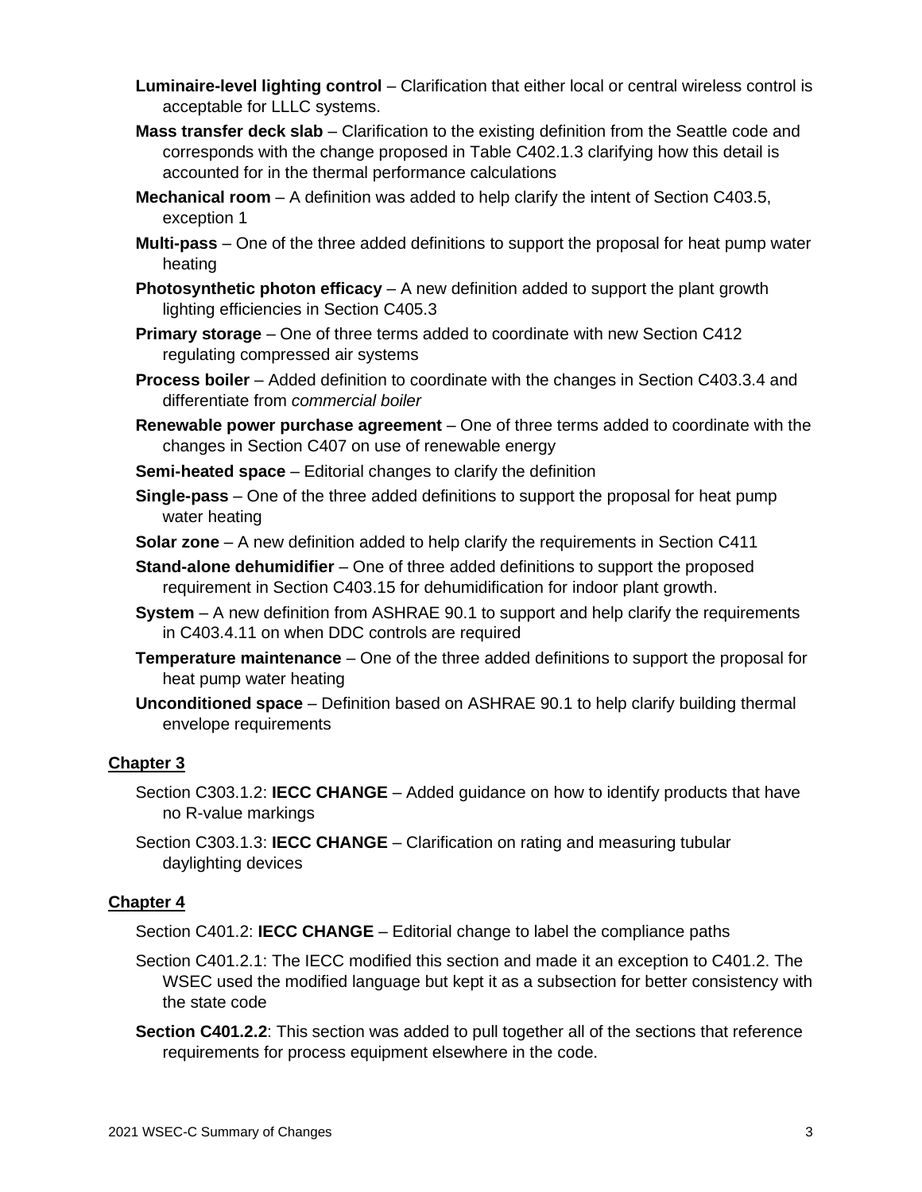**Luminaire-level lighting control** – Clarification that either local or central wireless control is acceptable for LLLC systems.

**Mass transfer deck slab** – Clarification to the existing definition from the Seattle code and corresponds with the change proposed in Table C402.1.3 clarifying how this detail is accounted for in the thermal performance calculations

**Mechanical room** – A definition was added to help clarify the intent of Section C403.5, exception 1

**Multi-pass** – One of the three added definitions to support the proposal for heat pump water heating

**Photosynthetic photon efficacy** – A new definition added to support the plant growth lighting efficiencies in Section C405.3

**Primary storage** – One of three terms added to coordinate with new Section C412 regulating compressed air systems

**Process boiler** – Added definition to coordinate with the changes in Section C403.3.4 and differentiate from *commercial boiler*

**Renewable power purchase agreement** – One of three terms added to coordinate with the changes in Section C407 on use of renewable energy

**Semi-heated space** – Editorial changes to clarify the definition

**Single-pass** – One of the three added definitions to support the proposal for heat pump water heating

**Solar zone** – A new definition added to help clarify the requirements in Section C411

**Stand-alone dehumidifier** – One of three added definitions to support the proposed requirement in Section C403.15 for dehumidification for indoor plant growth.

**System** – A new definition from ASHRAE 90.1 to support and help clarify the requirements in C403.4.11 on when DDC controls are required

**Temperature maintenance** – One of the three added definitions to support the proposal for heat pump water heating

**Unconditioned space** – Definition based on ASHRAE 90.1 to help clarify building thermal envelope requirements

## Chapter 3

Section C303.1.2: **IECC CHANGE** – Added guidance on how to identify products that have no R-value markings

Section C303.1.3: **IECC CHANGE** – Clarification on rating and measuring tubular daylighting devices

## Chapter 4

Section C401.2: **IECC CHANGE** – Editorial change to label the compliance paths

Section C401.2.1: The IECC modified this section and made it an exception to C401.2. The WSEC used the modified language but kept it as a subsection for better consistency with the state code

**Section C401.2.2**: This section was added to pull together all of the sections that reference requirements for process equipment elsewhere in the code.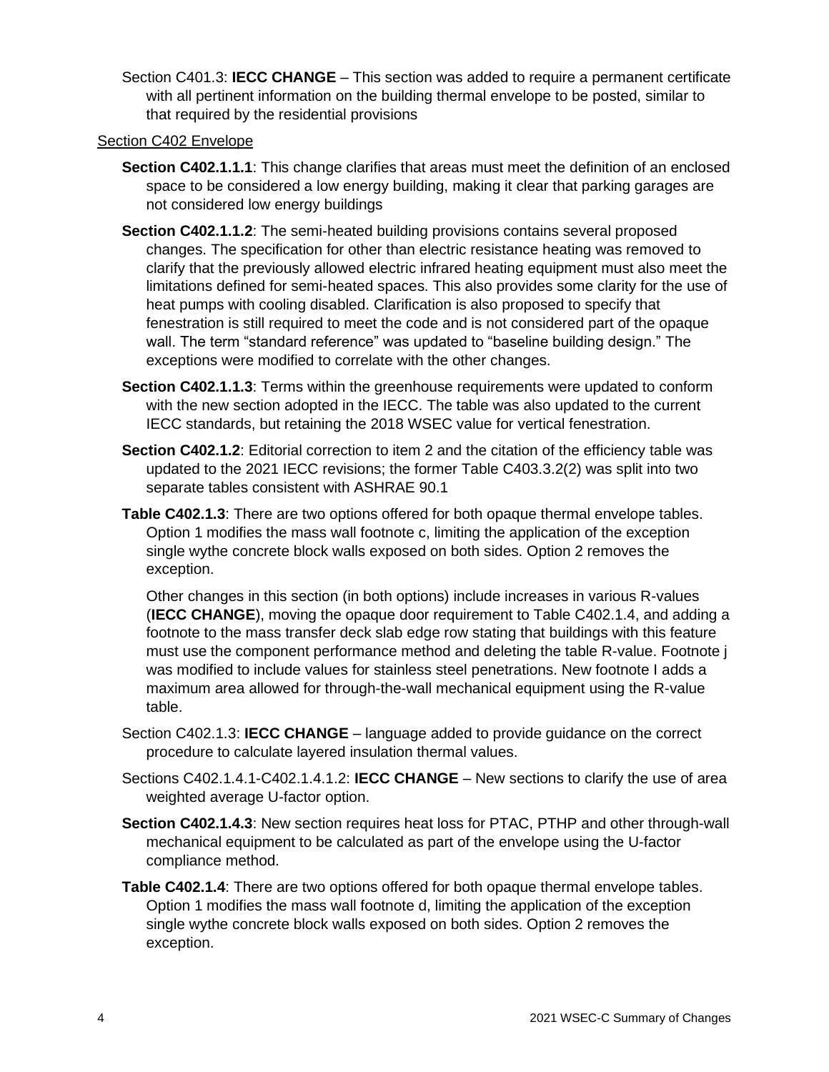Section C401.3: **IECC CHANGE** – This section was added to require a permanent certificate with all pertinent information on the building thermal envelope to be posted, similar to that required by the residential provisions

<u>Section C402 Envelope</u>

**Section C402.1.1.1**: This change clarifies that areas must meet the definition of an enclosed space to be considered a low energy building, making it clear that parking garages are not considered low energy buildings

**Section C402.1.1.2**: The semi-heated building provisions contains several proposed changes. The specification for other than electric resistance heating was removed to clarify that the previously allowed electric infrared heating equipment must also meet the limitations defined for semi-heated spaces. This also provides some clarity for the use of heat pumps with cooling disabled. Clarification is also proposed to specify that fenestration is still required to meet the code and is not considered part of the opaque wall. The term "standard reference" was updated to "baseline building design." The exceptions were modified to correlate with the other changes.

**Section C402.1.1.3**: Terms within the greenhouse requirements were updated to conform with the new section adopted in the IECC. The table was also updated to the current IECC standards, but retaining the 2018 WSEC value for vertical fenestration.

**Section C402.1.2**: Editorial correction to item 2 and the citation of the efficiency table was updated to the 2021 IECC revisions; the former Table C403.3.2(2) was split into two separate tables consistent with ASHRAE 90.1

**Table C402.1.3**: There are two options offered for both opaque thermal envelope tables. Option 1 modifies the mass wall footnote c, limiting the application of the exception single wythe concrete block walls exposed on both sides. Option 2 removes the exception.

Other changes in this section (in both options) include increases in various R-values (**IECC CHANGE**), moving the opaque door requirement to Table C402.1.4, and adding a footnote to the mass transfer deck slab edge row stating that buildings with this feature must use the component performance method and deleting the table R-value. Footnote j was modified to include values for stainless steel penetrations. New footnote I adds a maximum area allowed for through-the-wall mechanical equipment using the R-value table.

Section C402.1.3: **IECC CHANGE** – language added to provide guidance on the correct procedure to calculate layered insulation thermal values.

Sections C402.1.4.1-C402.1.4.1.2: **IECC CHANGE** – New sections to clarify the use of area weighted average U-factor option.

**Section C402.1.4.3**: New section requires heat loss for PTAC, PTHP and other through-wall mechanical equipment to be calculated as part of the envelope using the U-factor compliance method.

**Table C402.1.4**: There are two options offered for both opaque thermal envelope tables. Option 1 modifies the mass wall footnote d, limiting the application of the exception single wythe concrete block walls exposed on both sides. Option 2 removes the exception.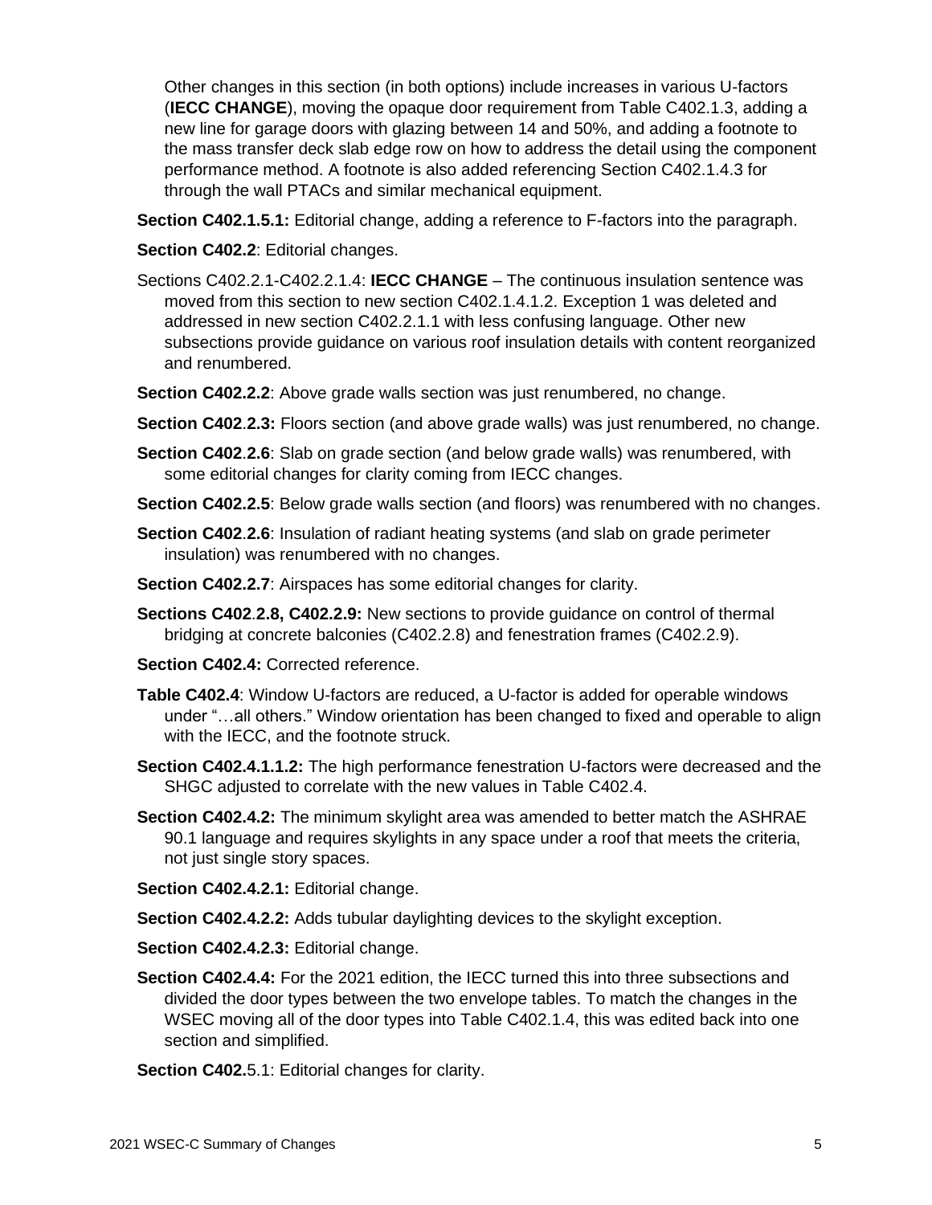Other changes in this section (in both options) include increases in various U-factors (**IECC CHANGE**), moving the opaque door requirement from Table C402.1.3, adding a new line for garage doors with glazing between 14 and 50%, and adding a footnote to the mass transfer deck slab edge row on how to address the detail using the component performance method. A footnote is also added referencing Section C402.1.4.3 for through the wall PTACs and similar mechanical equipment.

**Section C402.1.5.1:** Editorial change, adding a reference to F-factors into the paragraph.

**Section C402.2**: Editorial changes.

Sections C402.2.1-C402.2.1.4: **IECC CHANGE** – The continuous insulation sentence was moved from this section to new section C402.1.4.1.2. Exception 1 was deleted and addressed in new section C402.2.1.1 with less confusing language. Other new subsections provide guidance on various roof insulation details with content reorganized and renumbered.

**Section C402.2.2**: Above grade walls section was just renumbered, no change.

**Section C402.2.3:** Floors section (and above grade walls) was just renumbered, no change.

**Section C402.2.6**: Slab on grade section (and below grade walls) was renumbered, with some editorial changes for clarity coming from IECC changes.

**Section C402.2.5**: Below grade walls section (and floors) was renumbered with no changes.

**Section C402.2.6**: Insulation of radiant heating systems (and slab on grade perimeter insulation) was renumbered with no changes.

**Section C402.2.7**: Airspaces has some editorial changes for clarity.

**Sections C402.2.8, C402.2.9:** New sections to provide guidance on control of thermal bridging at concrete balconies (C402.2.8) and fenestration frames (C402.2.9).

**Section C402.4:** Corrected reference.

**Table C402.4**: Window U-factors are reduced, a U-factor is added for operable windows under "…all others." Window orientation has been changed to fixed and operable to align with the IECC, and the footnote struck.

**Section C402.4.1.1.2:** The high performance fenestration U-factors were decreased and the SHGC adjusted to correlate with the new values in Table C402.4.

**Section C402.4.2:** The minimum skylight area was amended to better match the ASHRAE 90.1 language and requires skylights in any space under a roof that meets the criteria, not just single story spaces.

**Section C402.4.2.1:** Editorial change.

**Section C402.4.2.2:** Adds tubular daylighting devices to the skylight exception.

**Section C402.4.2.3:** Editorial change.

**Section C402.4.4:** For the 2021 edition, the IECC turned this into three subsections and divided the door types between the two envelope tables. To match the changes in the WSEC moving all of the door types into Table C402.1.4, this was edited back into one section and simplified.

**Section C402.**5.1: Editorial changes for clarity.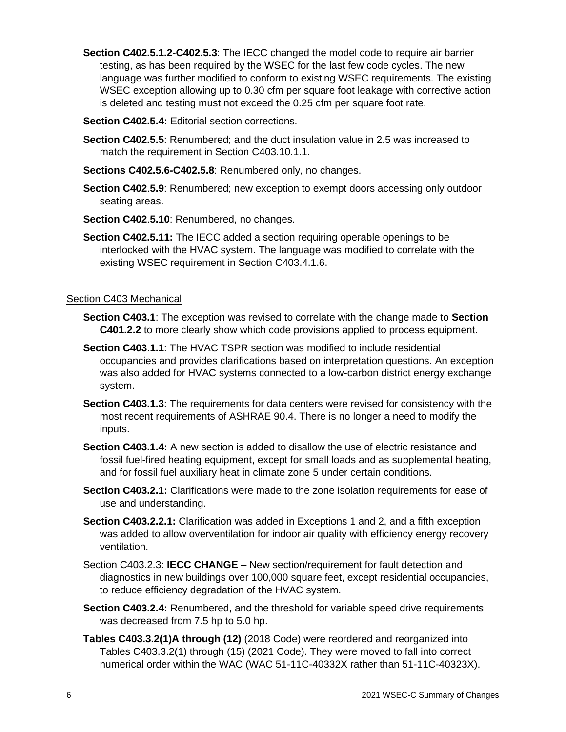**Section C402.5.1.2-C402.5.3**: The IECC changed the model code to require air barrier testing, as has been required by the WSEC for the last few code cycles. The new language was further modified to conform to existing WSEC requirements. The existing WSEC exception allowing up to 0.30 cfm per square foot leakage with corrective action is deleted and testing must not exceed the 0.25 cfm per square foot rate.

**Section C402.5.4:** Editorial section corrections.

**Section C402.5.5**: Renumbered; and the duct insulation value in 2.5 was increased to match the requirement in Section C403.10.1.1.

**Sections C402.5.6-C402.5.8**: Renumbered only, no changes.

**Section C402.5.9**: Renumbered; new exception to exempt doors accessing only outdoor seating areas.

**Section C402.5.10**: Renumbered, no changes.

**Section C402.5.11:** The IECC added a section requiring operable openings to be interlocked with the HVAC system. The language was modified to correlate with the existing WSEC requirement in Section C403.4.1.6.

## Section C403 Mechanical

**Section C403.1**: The exception was revised to correlate with the change made to **Section C401.2.2** to more clearly show which code provisions applied to process equipment.

**Section C403.1.1**: The HVAC TSPR section was modified to include residential occupancies and provides clarifications based on interpretation questions. An exception was also added for HVAC systems connected to a low-carbon district energy exchange system.

**Section C403.1.3**: The requirements for data centers were revised for consistency with the most recent requirements of ASHRAE 90.4. There is no longer a need to modify the inputs.

**Section C403.1.4:** A new section is added to disallow the use of electric resistance and fossil fuel-fired heating equipment, except for small loads and as supplemental heating, and for fossil fuel auxiliary heat in climate zone 5 under certain conditions.

**Section C403.2.1:** Clarifications were made to the zone isolation requirements for ease of use and understanding.

**Section C403.2.2.1:** Clarification was added in Exceptions 1 and 2, and a fifth exception was added to allow overventilation for indoor air quality with efficiency energy recovery ventilation.

Section C403.2.3: **IECC CHANGE** – New section/requirement for fault detection and diagnostics in new buildings over 100,000 square feet, except residential occupancies, to reduce efficiency degradation of the HVAC system.

**Section C403.2.4:** Renumbered, and the threshold for variable speed drive requirements was decreased from 7.5 hp to 5.0 hp.

**Tables C403.3.2(1)A through (12)** (2018 Code) were reordered and reorganized into Tables C403.3.2(1) through (15) (2021 Code). They were moved to fall into correct numerical order within the WAC (WAC 51-11C-40332X rather than 51-11C-40323X).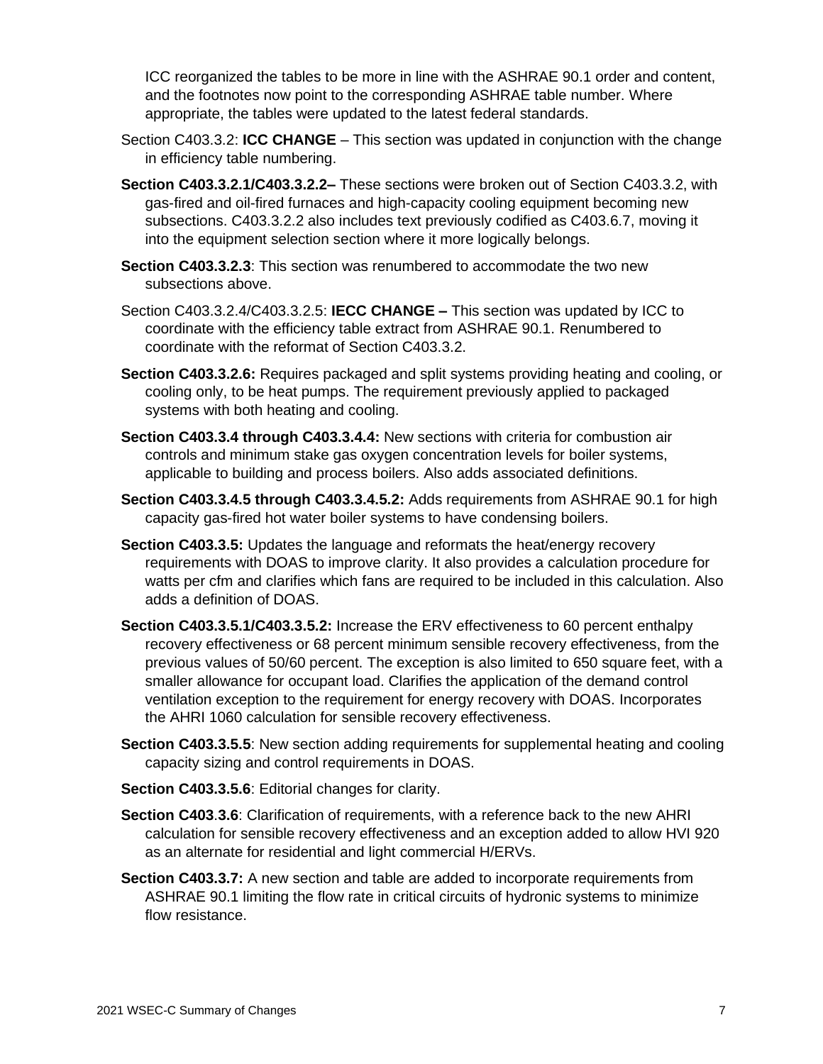ICC reorganized the tables to be more in line with the ASHRAE 90.1 order and content, and the footnotes now point to the corresponding ASHRAE table number. Where appropriate, the tables were updated to the latest federal standards.

Section C403.3.2: **ICC CHANGE** – This section was updated in conjunction with the change in efficiency table numbering.

**Section C403.3.2.1/C403.3.2.2–** These sections were broken out of Section C403.3.2, with gas-fired and oil-fired furnaces and high-capacity cooling equipment becoming new subsections. C403.3.2.2 also includes text previously codified as C403.6.7, moving it into the equipment selection section where it more logically belongs.

**Section C403.3.2.3**: This section was renumbered to accommodate the two new subsections above.

Section C403.3.2.4/C403.3.2.5: **IECC CHANGE –** This section was updated by ICC to coordinate with the efficiency table extract from ASHRAE 90.1. Renumbered to coordinate with the reformat of Section C403.3.2.

**Section C403.3.2.6:** Requires packaged and split systems providing heating and cooling, or cooling only, to be heat pumps. The requirement previously applied to packaged systems with both heating and cooling.

**Section C403.3.4 through C403.3.4.4:** New sections with criteria for combustion air controls and minimum stake gas oxygen concentration levels for boiler systems, applicable to building and process boilers. Also adds associated definitions.

**Section C403.3.4.5 through C403.3.4.5.2:** Adds requirements from ASHRAE 90.1 for high capacity gas-fired hot water boiler systems to have condensing boilers.

**Section C403.3.5:** Updates the language and reformats the heat/energy recovery requirements with DOAS to improve clarity. It also provides a calculation procedure for watts per cfm and clarifies which fans are required to be included in this calculation. Also adds a definition of DOAS.

**Section C403.3.5.1/C403.3.5.2:** Increase the ERV effectiveness to 60 percent enthalpy recovery effectiveness or 68 percent minimum sensible recovery effectiveness, from the previous values of 50/60 percent. The exception is also limited to 650 square feet, with a smaller allowance for occupant load. Clarifies the application of the demand control ventilation exception to the requirement for energy recovery with DOAS. Incorporates the AHRI 1060 calculation for sensible recovery effectiveness.

**Section C403.3.5.5**: New section adding requirements for supplemental heating and cooling capacity sizing and control requirements in DOAS.

**Section C403.3.5.6**: Editorial changes for clarity.

**Section C403.3.6**: Clarification of requirements, with a reference back to the new AHRI calculation for sensible recovery effectiveness and an exception added to allow HVI 920 as an alternate for residential and light commercial H/ERVs.

**Section C403.3.7:** A new section and table are added to incorporate requirements from ASHRAE 90.1 limiting the flow rate in critical circuits of hydronic systems to minimize flow resistance.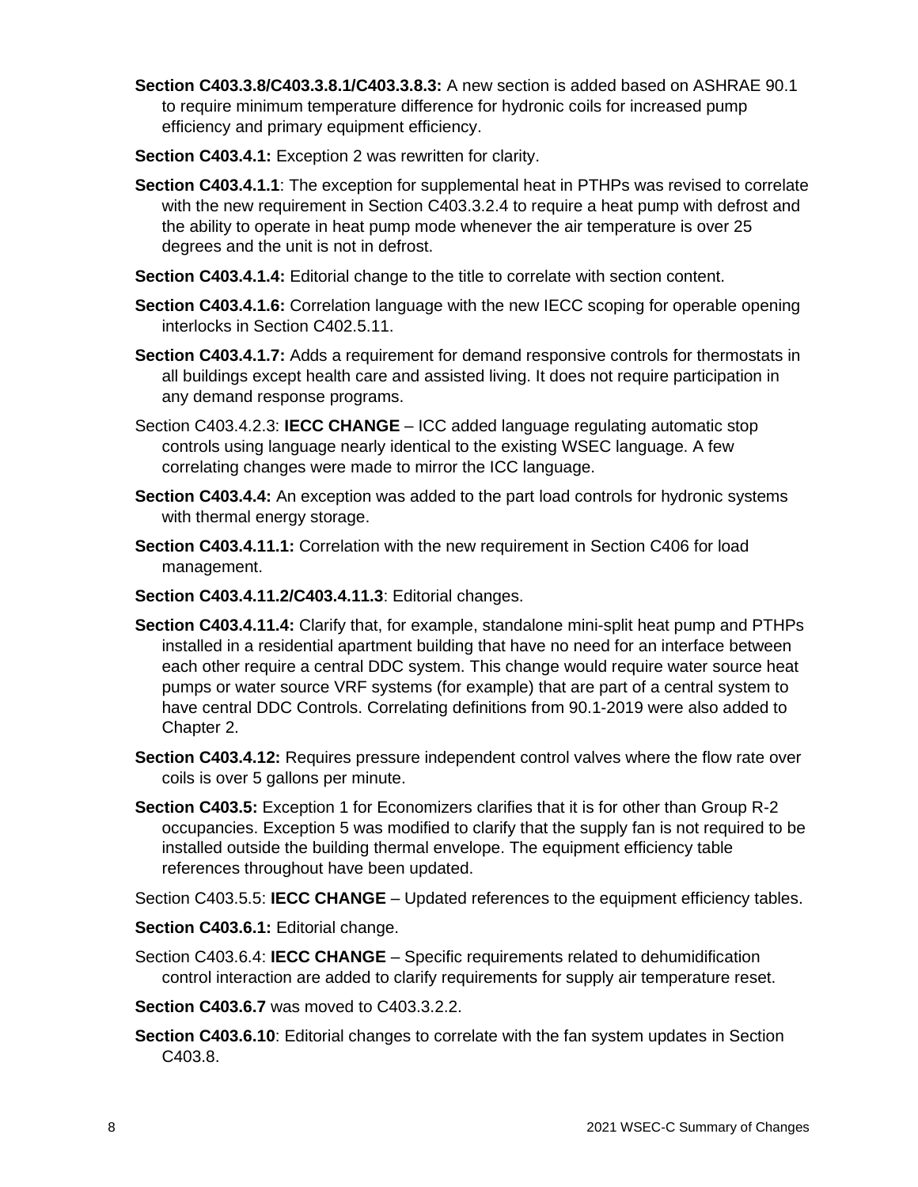**Section C403.3.8/C403.3.8.1/C403.3.8.3:** A new section is added based on ASHRAE 90.1 to require minimum temperature difference for hydronic coils for increased pump efficiency and primary equipment efficiency.

**Section C403.4.1:** Exception 2 was rewritten for clarity.

**Section C403.4.1.1**: The exception for supplemental heat in PTHPs was revised to correlate with the new requirement in Section C403.3.2.4 to require a heat pump with defrost and the ability to operate in heat pump mode whenever the air temperature is over 25 degrees and the unit is not in defrost.

**Section C403.4.1.4:** Editorial change to the title to correlate with section content.

**Section C403.4.1.6:** Correlation language with the new IECC scoping for operable opening interlocks in Section C402.5.11.

**Section C403.4.1.7:** Adds a requirement for demand responsive controls for thermostats in all buildings except health care and assisted living. It does not require participation in any demand response programs.

Section C403.4.2.3: **IECC CHANGE** – ICC added language regulating automatic stop controls using language nearly identical to the existing WSEC language. A few correlating changes were made to mirror the ICC language.

**Section C403.4.4:** An exception was added to the part load controls for hydronic systems with thermal energy storage.

**Section C403.4.11.1:** Correlation with the new requirement in Section C406 for load management.

**Section C403.4.11.2/C403.4.11.3**: Editorial changes.

**Section C403.4.11.4:** Clarify that, for example, standalone mini-split heat pump and PTHPs installed in a residential apartment building that have no need for an interface between each other require a central DDC system. This change would require water source heat pumps or water source VRF systems (for example) that are part of a central system to have central DDC Controls. Correlating definitions from 90.1-2019 were also added to Chapter 2.

**Section C403.4.12:** Requires pressure independent control valves where the flow rate over coils is over 5 gallons per minute.

**Section C403.5:** Exception 1 for Economizers clarifies that it is for other than Group R-2 occupancies. Exception 5 was modified to clarify that the supply fan is not required to be installed outside the building thermal envelope. The equipment efficiency table references throughout have been updated.

Section C403.5.5: **IECC CHANGE** – Updated references to the equipment efficiency tables.

**Section C403.6.1:** Editorial change.

Section C403.6.4: **IECC CHANGE** – Specific requirements related to dehumidification control interaction are added to clarify requirements for supply air temperature reset.

**Section C403.6.7** was moved to C403.3.2.2.

**Section C403.6.10**: Editorial changes to correlate with the fan system updates in Section C403.8.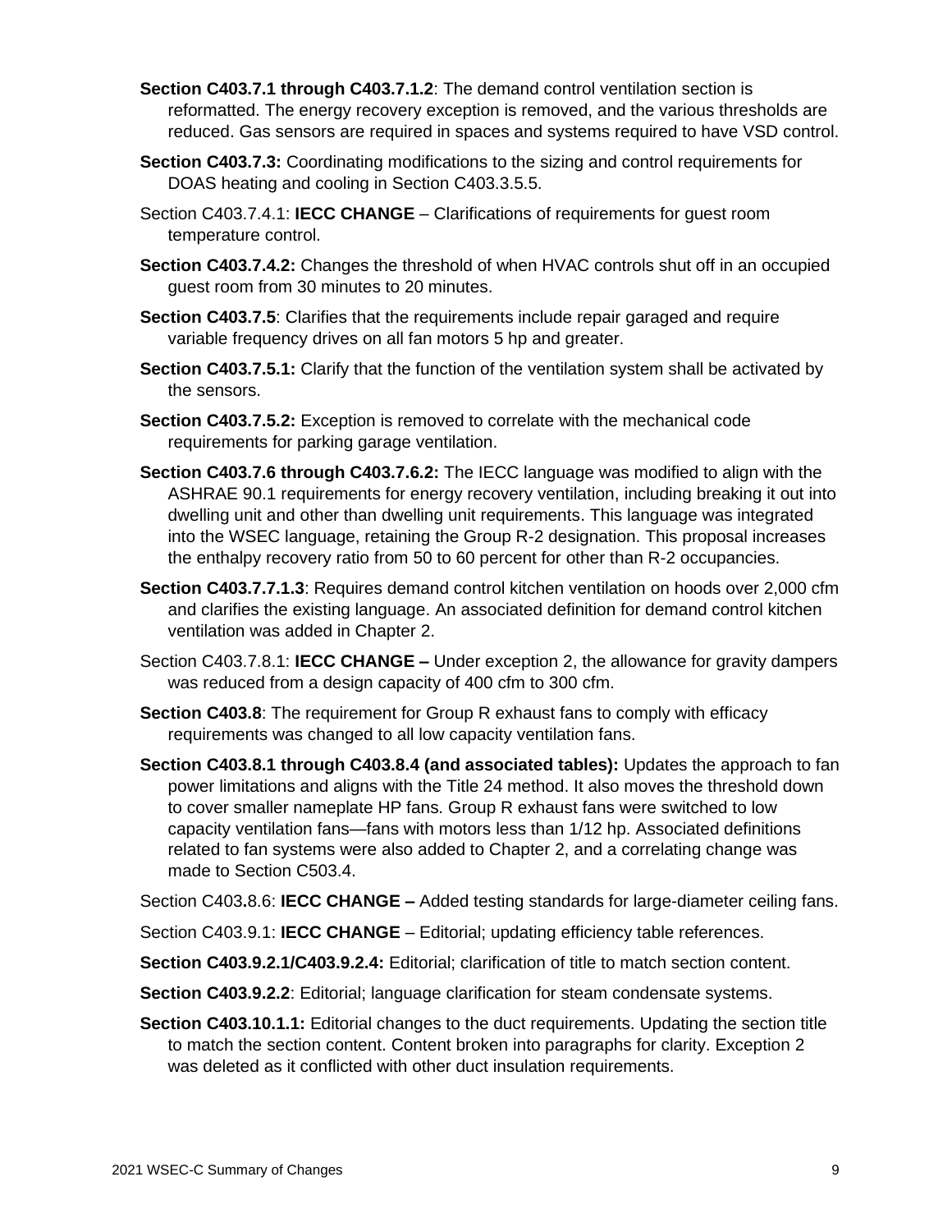**Section C403.7.1 through C403.7.1.2**: The demand control ventilation section is reformatted. The energy recovery exception is removed, and the various thresholds are reduced. Gas sensors are required in spaces and systems required to have VSD control.

**Section C403.7.3:** Coordinating modifications to the sizing and control requirements for DOAS heating and cooling in Section C403.3.5.5.

Section C403.7.4.1: **IECC CHANGE** – Clarifications of requirements for guest room temperature control.

**Section C403.7.4.2:** Changes the threshold of when HVAC controls shut off in an occupied guest room from 30 minutes to 20 minutes.

**Section C403.7.5**: Clarifies that the requirements include repair garaged and require variable frequency drives on all fan motors 5 hp and greater.

**Section C403.7.5.1:** Clarify that the function of the ventilation system shall be activated by the sensors.

**Section C403.7.5.2:** Exception is removed to correlate with the mechanical code requirements for parking garage ventilation.

**Section C403.7.6 through C403.7.6.2:** The IECC language was modified to align with the ASHRAE 90.1 requirements for energy recovery ventilation, including breaking it out into dwelling unit and other than dwelling unit requirements. This language was integrated into the WSEC language, retaining the Group R-2 designation. This proposal increases the enthalpy recovery ratio from 50 to 60 percent for other than R-2 occupancies.

**Section C403.7.7.1.3**: Requires demand control kitchen ventilation on hoods over 2,000 cfm and clarifies the existing language. An associated definition for demand control kitchen ventilation was added in Chapter 2.

Section C403.7.8.1: **IECC CHANGE –** Under exception 2, the allowance for gravity dampers was reduced from a design capacity of 400 cfm to 300 cfm.

**Section C403.8**: The requirement for Group R exhaust fans to comply with efficacy requirements was changed to all low capacity ventilation fans.

**Section C403.8.1 through C403.8.4 (and associated tables):** Updates the approach to fan power limitations and aligns with the Title 24 method. It also moves the threshold down to cover smaller nameplate HP fans. Group R exhaust fans were switched to low capacity ventilation fans—fans with motors less than 1/12 hp. Associated definitions related to fan systems were also added to Chapter 2, and a correlating change was made to Section C503.4.

Section C403.8.6: **IECC CHANGE –** Added testing standards for large-diameter ceiling fans.

Section C403.9.1: **IECC CHANGE** – Editorial; updating efficiency table references.

**Section C403.9.2.1/C403.9.2.4:** Editorial; clarification of title to match section content.

**Section C403.9.2.2**: Editorial; language clarification for steam condensate systems.

**Section C403.10.1.1:** Editorial changes to the duct requirements. Updating the section title to match the section content. Content broken into paragraphs for clarity. Exception 2 was deleted as it conflicted with other duct insulation requirements.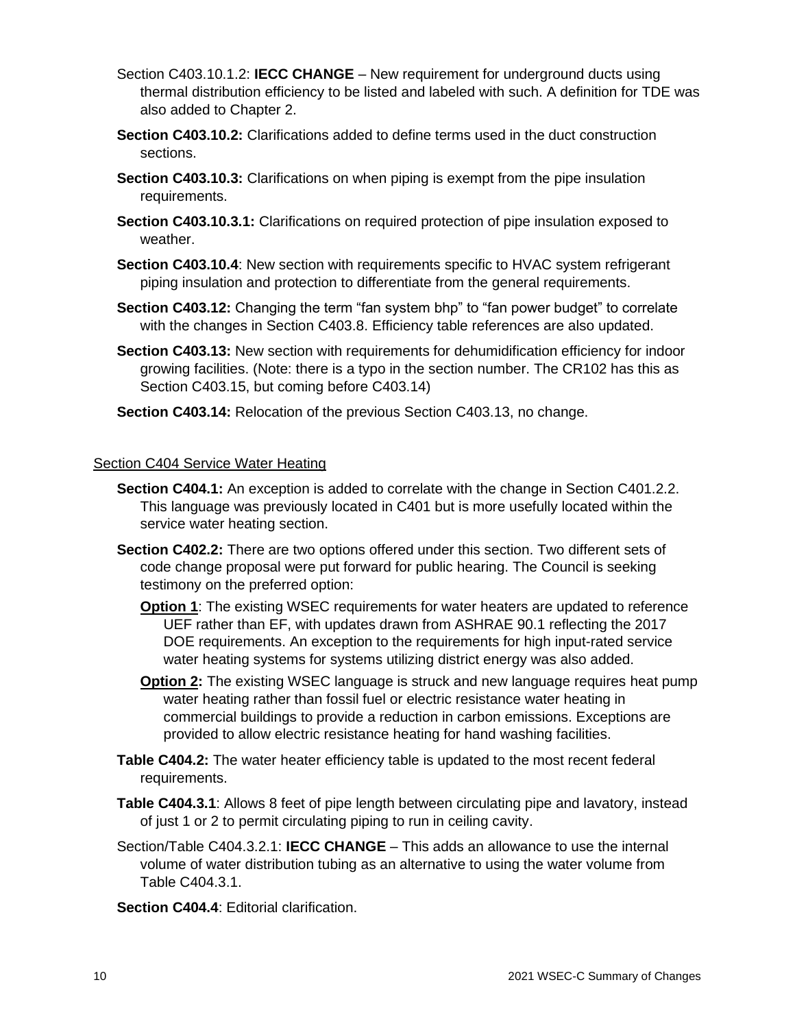Section C403.10.1.2: **IECC CHANGE** – New requirement for underground ducts using thermal distribution efficiency to be listed and labeled with such. A definition for TDE was also added to Chapter 2.

**Section C403.10.2:** Clarifications added to define terms used in the duct construction sections.

**Section C403.10.3:** Clarifications on when piping is exempt from the pipe insulation requirements.

**Section C403.10.3.1:** Clarifications on required protection of pipe insulation exposed to weather.

**Section C403.10.4**: New section with requirements specific to HVAC system refrigerant piping insulation and protection to differentiate from the general requirements.

**Section C403.12:** Changing the term “fan system bhp” to “fan power budget” to correlate with the changes in Section C403.8. Efficiency table references are also updated.

**Section C403.13:** New section with requirements for dehumidification efficiency for indoor growing facilities. (Note: there is a typo in the section number. The CR102 has this as Section C403.15, but coming before C403.14)

**Section C403.14:** Relocation of the previous Section C403.13, no change.

## Section C404 Service Water Heating

**Section C404.1:** An exception is added to correlate with the change in Section C401.2.2. This language was previously located in C401 but is more usefully located within the service water heating section.

**Section C402.2:** There are two options offered under this section. Two different sets of code change proposal were put forward for public hearing. The Council is seeking testimony on the preferred option:

- **Option 1**: The existing WSEC requirements for water heaters are updated to reference UEF rather than EF, with updates drawn from ASHRAE 90.1 reflecting the 2017 DOE requirements. An exception to the requirements for high input-rated service water heating systems for systems utilizing district energy was also added.
- **Option 2:** The existing WSEC language is struck and new language requires heat pump water heating rather than fossil fuel or electric resistance water heating in commercial buildings to provide a reduction in carbon emissions. Exceptions are provided to allow electric resistance heating for hand washing facilities.

**Table C404.2:** The water heater efficiency table is updated to the most recent federal requirements.

**Table C404.3.1**: Allows 8 feet of pipe length between circulating pipe and lavatory, instead of just 1 or 2 to permit circulating piping to run in ceiling cavity.

Section/Table C404.3.2.1: **IECC CHANGE** – This adds an allowance to use the internal volume of water distribution tubing as an alternative to using the water volume from Table C404.3.1.

**Section C404.4**: Editorial clarification.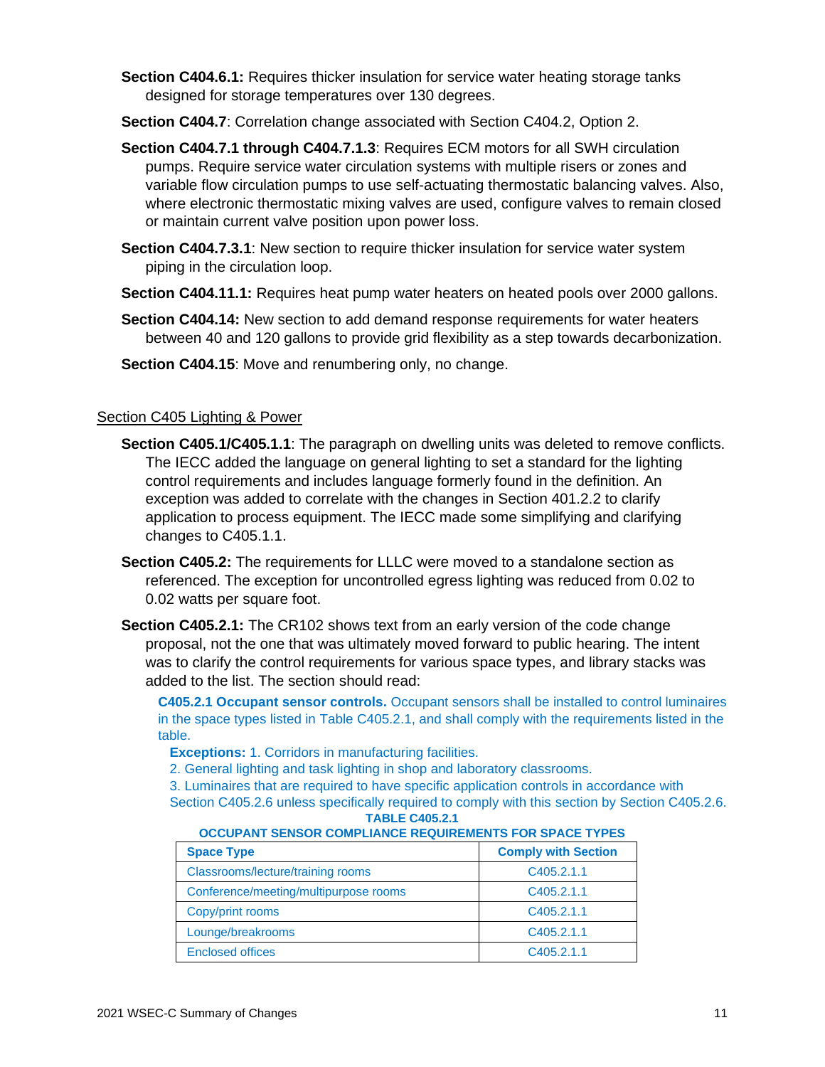**Section C404.6.1:** Requires thicker insulation for service water heating storage tanks designed for storage temperatures over 130 degrees.

**Section C404.7**: Correlation change associated with Section C404.2, Option 2.

**Section C404.7.1 through C404.7.1.3**: Requires ECM motors for all SWH circulation pumps. Require service water circulation systems with multiple risers or zones and variable flow circulation pumps to use self-actuating thermostatic balancing valves. Also, where electronic thermostatic mixing valves are used, configure valves to remain closed or maintain current valve position upon power loss.

**Section C404.7.3.1**: New section to require thicker insulation for service water system piping in the circulation loop.

**Section C404.11.1:** Requires heat pump water heaters on heated pools over 2000 gallons.

**Section C404.14:** New section to add demand response requirements for water heaters between 40 and 120 gallons to provide grid flexibility as a step towards decarbonization.

**Section C404.15**: Move and renumbering only, no change.

## Section C405 Lighting & Power

**Section C405.1/C405.1.1**: The paragraph on dwelling units was deleted to remove conflicts. The IECC added the language on general lighting to set a standard for the lighting control requirements and includes language formerly found in the definition. An exception was added to correlate with the changes in Section 401.2.2 to clarify application to process equipment. The IECC made some simplifying and clarifying changes to C405.1.1.

**Section C405.2:** The requirements for LLLC were moved to a standalone section as referenced. The exception for uncontrolled egress lighting was reduced from 0.02 to 0.02 watts per square foot.

**Section C405.2.1:** The CR102 shows text from an early version of the code change proposal, not the one that was ultimately moved forward to public hearing. The intent was to clarify the control requirements for various space types, and library stacks was added to the list. The section should read:

**C405.2.1 Occupant sensor controls.** Occupant sensors shall be installed to control luminaires in the space types listed in Table C405.2.1, and shall comply with the requirements listed in the table.

**Exceptions:** 1. Corridors in manufacturing facilities.

2. General lighting and task lighting in shop and laboratory classrooms.

3. Luminaires that are required to have specific application controls in accordance with Section C405.2.6 unless specifically required to comply with this section by Section C405.2.6.

**TABLE C405.2.1**
**OCCUPANT SENSOR COMPLIANCE REQUIREMENTS FOR SPACE TYPES**

| Space Type | Comply with Section |
|---|---|
| Classrooms/lecture/training rooms | C405.2.1.1 |
| Conference/meeting/multipurpose rooms | C405.2.1.1 |
| Copy/print rooms | C405.2.1.1 |
| Lounge/breakrooms | C405.2.1.1 |
| Enclosed offices | C405.2.1.1 |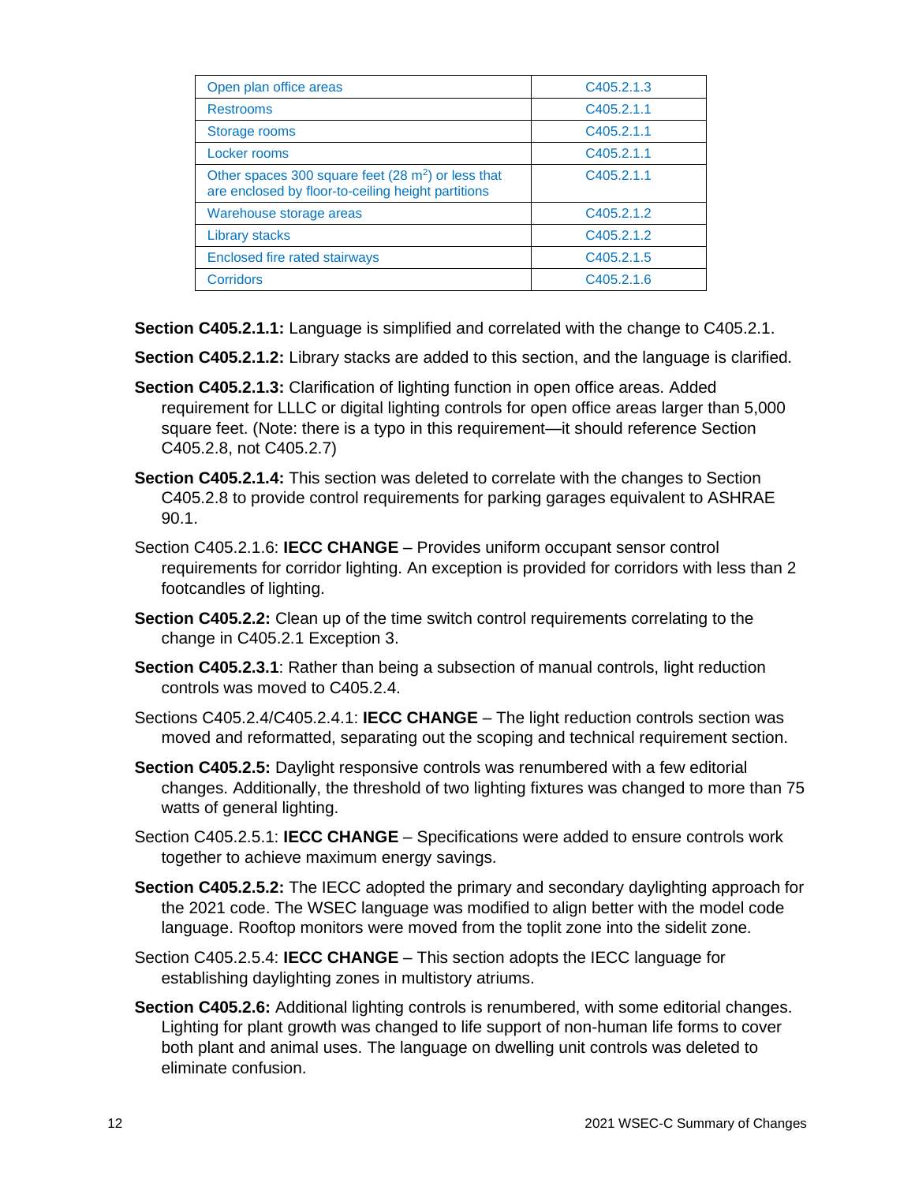| | |
|---|---|
| Open plan office areas | C405.2.1.3 |
| Restrooms | C405.2.1.1 |
| Storage rooms | C405.2.1.1 |
| Locker rooms | C405.2.1.1 |
| Other spaces 300 square feet (28 m$^2$) or less that are enclosed by floor-to-ceiling height partitions | C405.2.1.1 |
| Warehouse storage areas | C405.2.1.2 |
| Library stacks | C405.2.1.2 |
| Enclosed fire rated stairways | C405.2.1.5 |
| Corridors | C405.2.1.6 |

**Section C405.2.1.1:** Language is simplified and correlated with the change to C405.2.1.

**Section C405.2.1.2:** Library stacks are added to this section, and the language is clarified.

**Section C405.2.1.3:** Clarification of lighting function in open office areas. Added requirement for LLLC or digital lighting controls for open office areas larger than 5,000 square feet. (Note: there is a typo in this requirement—it should reference Section C405.2.8, not C405.2.7)

**Section C405.2.1.4:** This section was deleted to correlate with the changes to Section C405.2.8 to provide control requirements for parking garages equivalent to ASHRAE 90.1.

Section C405.2.1.6: **IECC CHANGE** – Provides uniform occupant sensor control requirements for corridor lighting. An exception is provided for corridors with less than 2 footcandles of lighting.

**Section C405.2.2:** Clean up of the time switch control requirements correlating to the change in C405.2.1 Exception 3.

**Section C405.2.3.1**: Rather than being a subsection of manual controls, light reduction controls was moved to C405.2.4.

Sections C405.2.4/C405.2.4.1: **IECC CHANGE** – The light reduction controls section was moved and reformatted, separating out the scoping and technical requirement section.

**Section C405.2.5:** Daylight responsive controls was renumbered with a few editorial changes. Additionally, the threshold of two lighting fixtures was changed to more than 75 watts of general lighting.

Section C405.2.5.1: **IECC CHANGE** – Specifications were added to ensure controls work together to achieve maximum energy savings.

**Section C405.2.5.2:** The IECC adopted the primary and secondary daylighting approach for the 2021 code. The WSEC language was modified to align better with the model code language. Rooftop monitors were moved from the toplit zone into the sidelit zone.

Section C405.2.5.4: **IECC CHANGE** – This section adopts the IECC language for establishing daylighting zones in multistory atriums.

**Section C405.2.6:** Additional lighting controls is renumbered, with some editorial changes. Lighting for plant growth was changed to life support of non-human life forms to cover both plant and animal uses. The language on dwelling unit controls was deleted to eliminate confusion.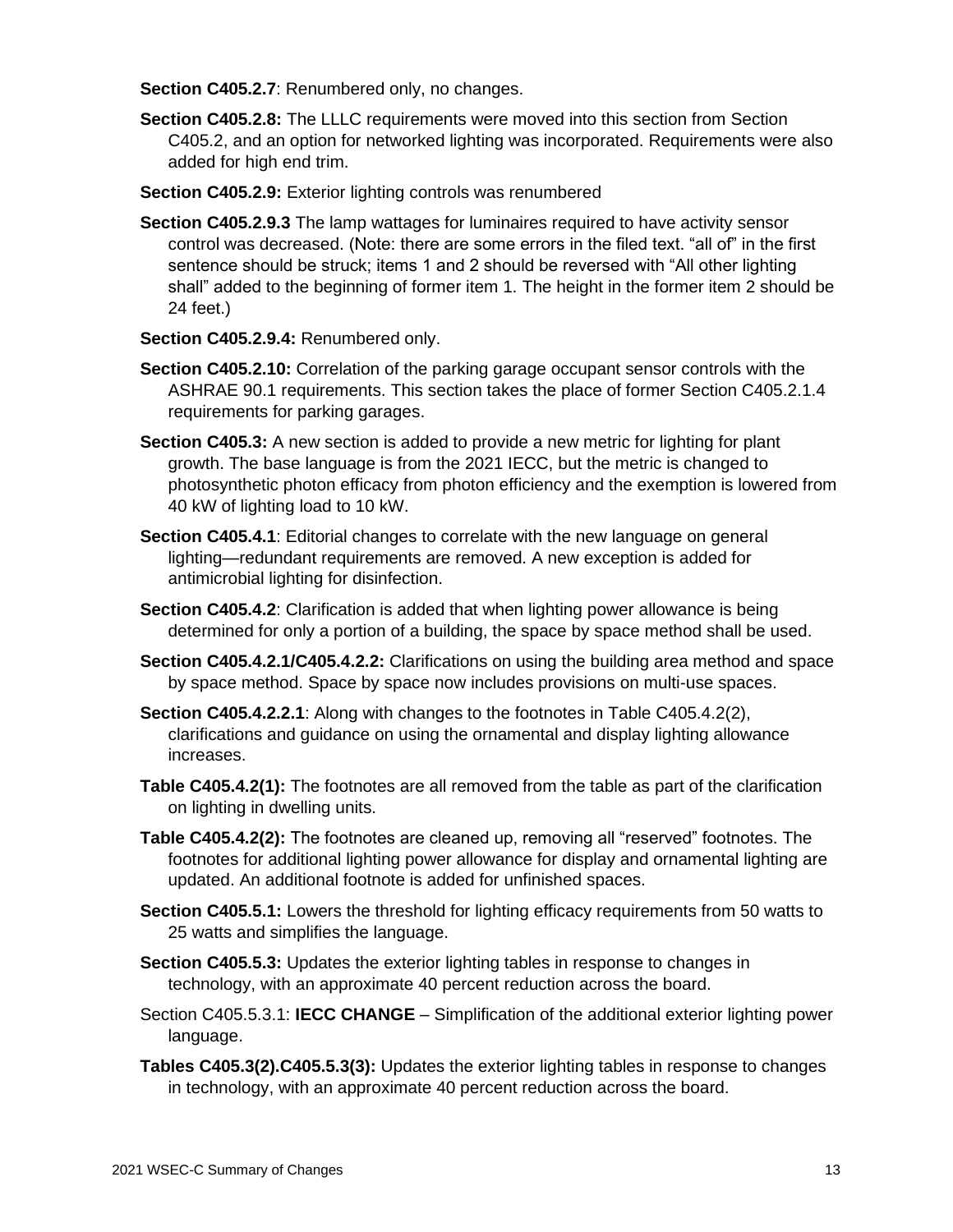**Section C405.2.7**: Renumbered only, no changes.

**Section C405.2.8:** The LLLC requirements were moved into this section from Section C405.2, and an option for networked lighting was incorporated. Requirements were also added for high end trim.

**Section C405.2.9:** Exterior lighting controls was renumbered

**Section C405.2.9.3** The lamp wattages for luminaires required to have activity sensor control was decreased. (Note: there are some errors in the filed text. "all of" in the first sentence should be struck; items 1 and 2 should be reversed with "All other lighting shall" added to the beginning of former item 1. The height in the former item 2 should be 24 feet.)

**Section C405.2.9.4:** Renumbered only.

**Section C405.2.10:** Correlation of the parking garage occupant sensor controls with the ASHRAE 90.1 requirements. This section takes the place of former Section C405.2.1.4 requirements for parking garages.

**Section C405.3:** A new section is added to provide a new metric for lighting for plant growth. The base language is from the 2021 IECC, but the metric is changed to photosynthetic photon efficacy from photon efficiency and the exemption is lowered from 40 kW of lighting load to 10 kW.

**Section C405.4.1**: Editorial changes to correlate with the new language on general lighting—redundant requirements are removed. A new exception is added for antimicrobial lighting for disinfection.

**Section C405.4.2**: Clarification is added that when lighting power allowance is being determined for only a portion of a building, the space by space method shall be used.

**Section C405.4.2.1/C405.4.2.2:** Clarifications on using the building area method and space by space method. Space by space now includes provisions on multi-use spaces.

**Section C405.4.2.2.1**: Along with changes to the footnotes in Table C405.4.2(2), clarifications and guidance on using the ornamental and display lighting allowance increases.

**Table C405.4.2(1):** The footnotes are all removed from the table as part of the clarification on lighting in dwelling units.

**Table C405.4.2(2):** The footnotes are cleaned up, removing all "reserved" footnotes. The footnotes for additional lighting power allowance for display and ornamental lighting are updated. An additional footnote is added for unfinished spaces.

**Section C405.5.1:** Lowers the threshold for lighting efficacy requirements from 50 watts to 25 watts and simplifies the language.

**Section C405.5.3:** Updates the exterior lighting tables in response to changes in technology, with an approximate 40 percent reduction across the board.

Section C405.5.3.1: **IECC CHANGE** – Simplification of the additional exterior lighting power language.

**Tables C405.3(2).C405.5.3(3):** Updates the exterior lighting tables in response to changes in technology, with an approximate 40 percent reduction across the board.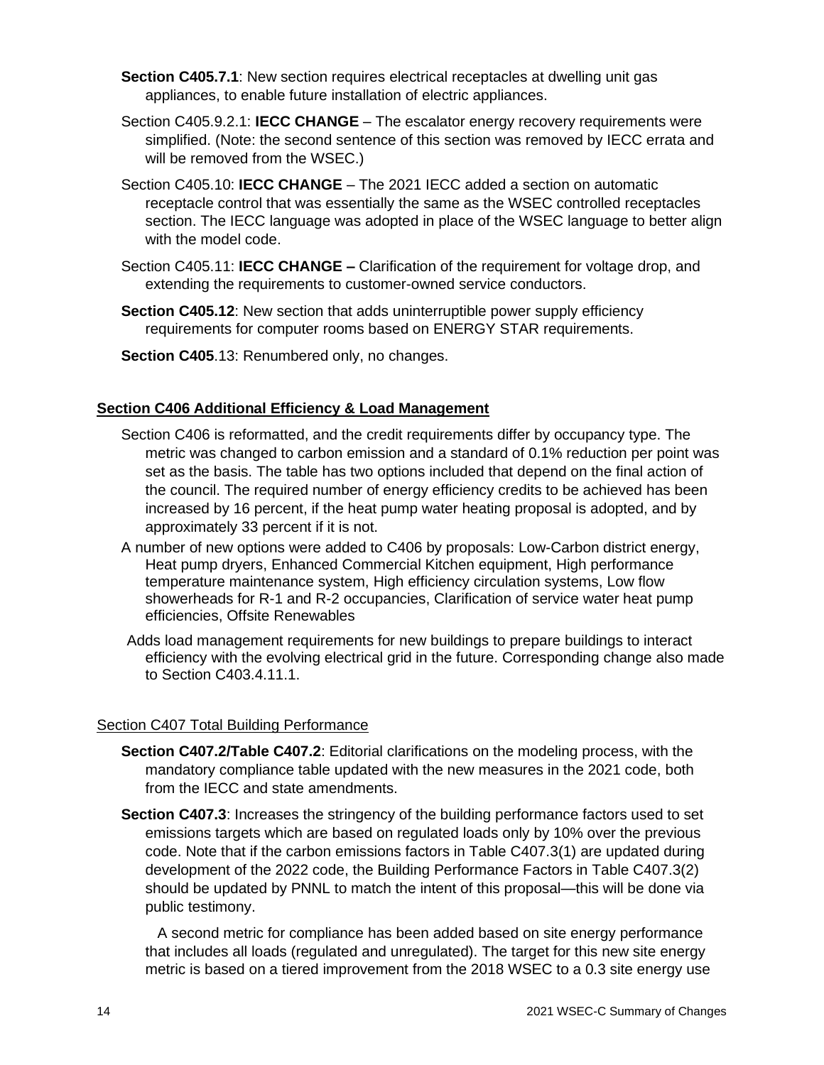**Section C405.7.1**: New section requires electrical receptacles at dwelling unit gas appliances, to enable future installation of electric appliances.

Section C405.9.2.1: **IECC CHANGE** – The escalator energy recovery requirements were simplified. (Note: the second sentence of this section was removed by IECC errata and will be removed from the WSEC.)

Section C405.10: **IECC CHANGE** – The 2021 IECC added a section on automatic receptacle control that was essentially the same as the WSEC controlled receptacles section. The IECC language was adopted in place of the WSEC language to better align with the model code.

Section C405.11: **IECC CHANGE –** Clarification of the requirement for voltage drop, and extending the requirements to customer-owned service conductors.

**Section C405.12**: New section that adds uninterruptible power supply efficiency requirements for computer rooms based on ENERGY STAR requirements.

**Section C405**.13: Renumbered only, no changes.

## Section C406 Additional Efficiency & Load Management

Section C406 is reformatted, and the credit requirements differ by occupancy type. The metric was changed to carbon emission and a standard of 0.1% reduction per point was set as the basis. The table has two options included that depend on the final action of the council. The required number of energy efficiency credits to be achieved has been increased by 16 percent, if the heat pump water heating proposal is adopted, and by approximately 33 percent if it is not.

A number of new options were added to C406 by proposals: Low-Carbon district energy, Heat pump dryers, Enhanced Commercial Kitchen equipment, High performance temperature maintenance system, High efficiency circulation systems, Low flow showerheads for R-1 and R-2 occupancies, Clarification of service water heat pump efficiencies, Offsite Renewables

Adds load management requirements for new buildings to prepare buildings to interact efficiency with the evolving electrical grid in the future. Corresponding change also made to Section C403.4.11.1.

## Section C407 Total Building Performance

**Section C407.2/Table C407.2**: Editorial clarifications on the modeling process, with the mandatory compliance table updated with the new measures in the 2021 code, both from the IECC and state amendments.

**Section C407.3**: Increases the stringency of the building performance factors used to set emissions targets which are based on regulated loads only by 10% over the previous code. Note that if the carbon emissions factors in Table C407.3(1) are updated during development of the 2022 code, the Building Performance Factors in Table C407.3(2) should be updated by PNNL to match the intent of this proposal—this will be done via public testimony.

A second metric for compliance has been added based on site energy performance that includes all loads (regulated and unregulated). The target for this new site energy metric is based on a tiered improvement from the 2018 WSEC to a 0.3 site energy use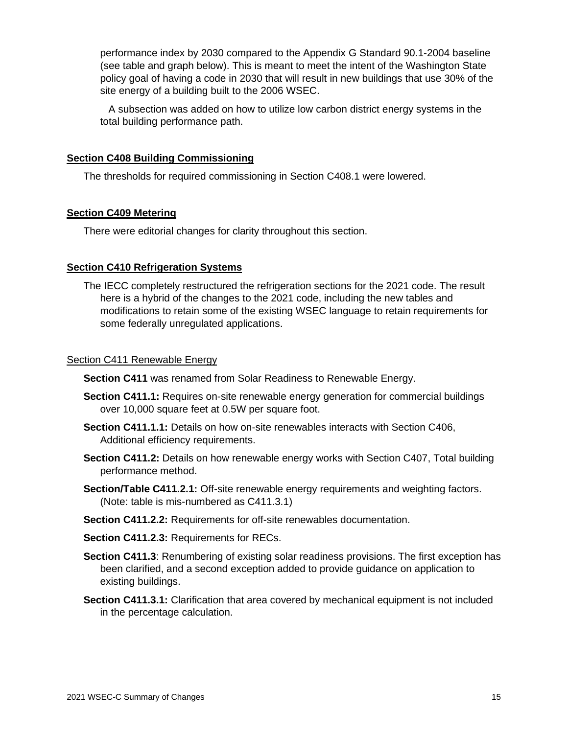performance index by 2030 compared to the Appendix G Standard 90.1-2004 baseline (see table and graph below). This is meant to meet the intent of the Washington State policy goal of having a code in 2030 that will result in new buildings that use 30% of the site energy of a building built to the 2006 WSEC.

A subsection was added on how to utilize low carbon district energy systems in the total building performance path.

## Section C408 Building Commissioning

The thresholds for required commissioning in Section C408.1 were lowered.

## Section C409 Metering

There were editorial changes for clarity throughout this section.

## Section C410 Refrigeration Systems

The IECC completely restructured the refrigeration sections for the 2021 code. The result here is a hybrid of the changes to the 2021 code, including the new tables and modifications to retain some of the existing WSEC language to retain requirements for some federally unregulated applications.

## Section C411 Renewable Energy

**Section C411** was renamed from Solar Readiness to Renewable Energy.

**Section C411.1:** Requires on-site renewable energy generation for commercial buildings over 10,000 square feet at 0.5W per square foot.

**Section C411.1.1:** Details on how on-site renewables interacts with Section C406, Additional efficiency requirements.

**Section C411.2:** Details on how renewable energy works with Section C407, Total building performance method.

**Section/Table C411.2.1:** Off-site renewable energy requirements and weighting factors. (Note: table is mis-numbered as C411.3.1)

**Section C411.2.2:** Requirements for off-site renewables documentation.

**Section C411.2.3:** Requirements for RECs.

**Section C411.3**: Renumbering of existing solar readiness provisions. The first exception has been clarified, and a second exception added to provide guidance on application to existing buildings.

**Section C411.3.1:** Clarification that area covered by mechanical equipment is not included in the percentage calculation.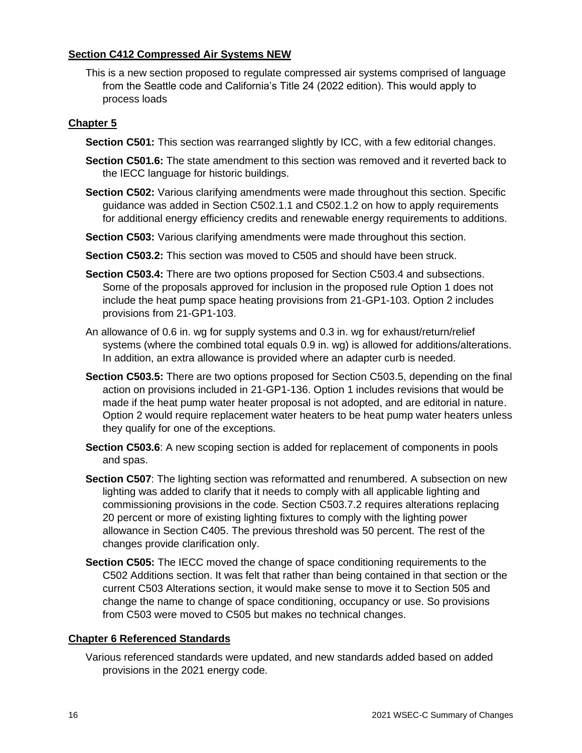**Section C412 Compressed Air Systems NEW**

This is a new section proposed to regulate compressed air systems comprised of language from the Seattle code and California's Title 24 (2022 edition). This would apply to process loads

**Chapter 5**

**Section C501:** This section was rearranged slightly by ICC, with a few editorial changes.

**Section C501.6:** The state amendment to this section was removed and it reverted back to the IECC language for historic buildings.

**Section C502:** Various clarifying amendments were made throughout this section. Specific guidance was added in Section C502.1.1 and C502.1.2 on how to apply requirements for additional energy efficiency credits and renewable energy requirements to additions.

**Section C503:** Various clarifying amendments were made throughout this section.

**Section C503.2:** This section was moved to C505 and should have been struck.

**Section C503.4:** There are two options proposed for Section C503.4 and subsections. Some of the proposals approved for inclusion in the proposed rule Option 1 does not include the heat pump space heating provisions from 21-GP1-103. Option 2 includes provisions from 21-GP1-103.

An allowance of 0.6 in. wg for supply systems and 0.3 in. wg for exhaust/return/relief systems (where the combined total equals 0.9 in. wg) is allowed for additions/alterations. In addition, an extra allowance is provided where an adapter curb is needed.

**Section C503.5:** There are two options proposed for Section C503.5, depending on the final action on provisions included in 21-GP1-136. Option 1 includes revisions that would be made if the heat pump water heater proposal is not adopted, and are editorial in nature. Option 2 would require replacement water heaters to be heat pump water heaters unless they qualify for one of the exceptions.

**Section C503.6**: A new scoping section is added for replacement of components in pools and spas.

**Section C507**: The lighting section was reformatted and renumbered. A subsection on new lighting was added to clarify that it needs to comply with all applicable lighting and commissioning provisions in the code. Section C503.7.2 requires alterations replacing 20 percent or more of existing lighting fixtures to comply with the lighting power allowance in Section C405. The previous threshold was 50 percent. The rest of the changes provide clarification only.

**Section C505:** The IECC moved the change of space conditioning requirements to the C502 Additions section. It was felt that rather than being contained in that section or the current C503 Alterations section, it would make sense to move it to Section 505 and change the name to change of space conditioning, occupancy or use. So provisions from C503 were moved to C505 but makes no technical changes.

**Chapter 6 Referenced Standards**

Various referenced standards were updated, and new standards added based on added provisions in the 2021 energy code.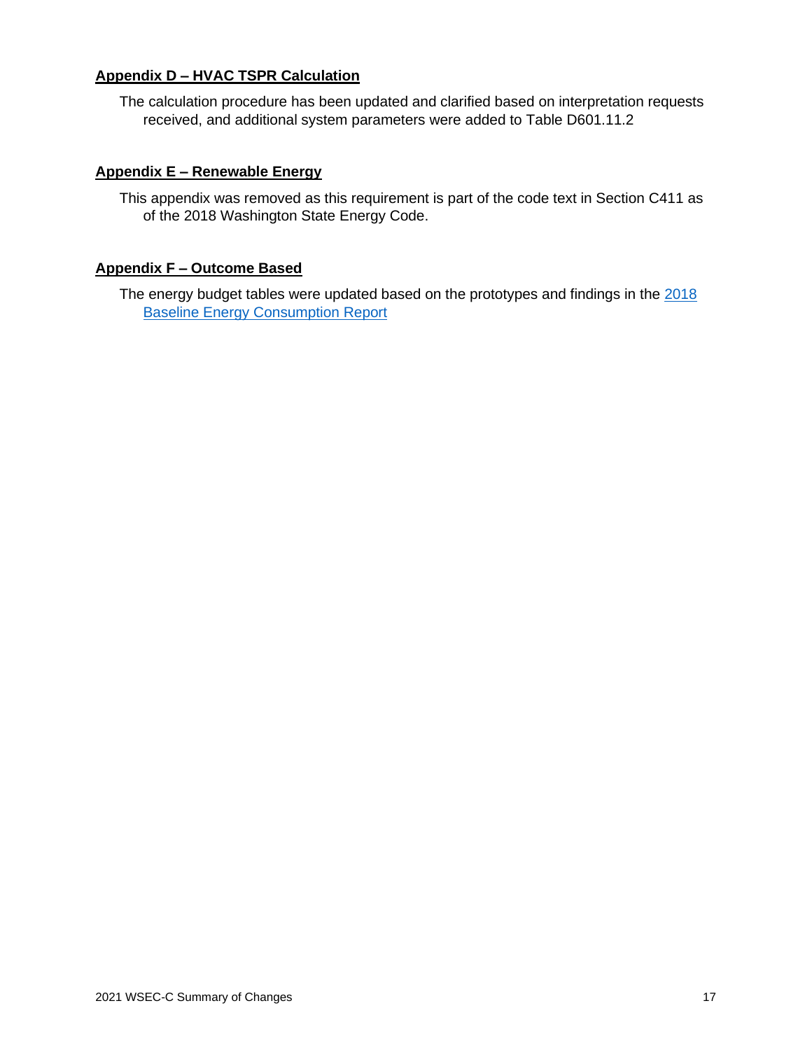**Appendix D – HVAC TSPR Calculation**

The calculation procedure has been updated and clarified based on interpretation requests received, and additional system parameters were added to Table D601.11.2

**Appendix E – Renewable Energy**

This appendix was removed as this requirement is part of the code text in Section C411 as of the 2018 Washington State Energy Code.

**Appendix F – Outcome Based**

The energy budget tables were updated based on the prototypes and findings in the 2018 Baseline Energy Consumption Report